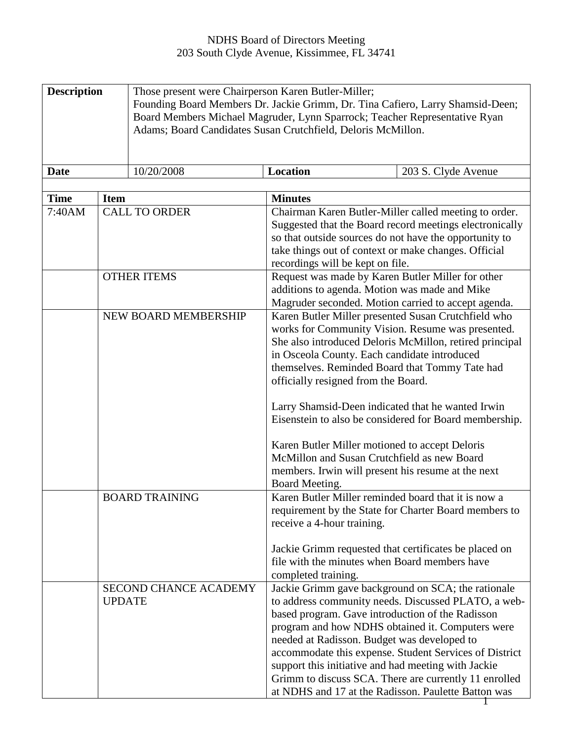NDHS Board of Directors Meeting
203 South Clyde Avenue, Kissimmee, FL 34741

| **Description** | Those present were Chairperson Karen Butler-Miller; Founding Board Members Dr. Jackie Grimm, Dr. Tina Cafiero, Larry Shamsid-Deen; Board Members Michael Magruder, Lynn Sparrock; Teacher Representative Ryan Adams; Board Candidates Susan Crutchfield, Deloris McMillon. | | |
|---|---|---|---|
| **Date** | 10/20/2008 | **Location** | 203 S. Clyde Avenue |

| **Time** | **Item** | **Minutes** |
|---|---|---|
| 7:40AM | CALL TO ORDER | Chairman Karen Butler-Miller called meeting to order. Suggested that the Board record meetings electronically so that outside sources do not have the opportunity to take things out of context or make changes. Official recordings will be kept on file. |
| | OTHER ITEMS | Request was made by Karen Butler Miller for other additions to agenda. Motion was made and Mike Magruder seconded. Motion carried to accept agenda. |
| | NEW BOARD MEMBERSHIP | Karen Butler Miller presented Susan Crutchfield who works for Community Vision. Resume was presented. She also introduced Deloris McMillon, retired principal in Osceola County. Each candidate introduced themselves. Reminded Board that Tommy Tate had officially resigned from the Board.<br><br>Larry Shamsid-Deen indicated that he wanted Irwin Eisenstein to also be considered for Board membership.<br><br>Karen Butler Miller motioned to accept Deloris McMillon and Susan Crutchfield as new Board members. Irwin will present his resume at the next Board Meeting. |
| | BOARD TRAINING | Karen Butler Miller reminded board that it is now a requirement by the State for Charter Board members to receive a 4-hour training.<br><br>Jackie Grimm requested that certificates be placed on file with the minutes when Board members have completed training. |
| | SECOND CHANCE ACADEMY UPDATE | Jackie Grimm gave background on SCA; the rationale to address community needs. Discussed PLATO, a web-based program. Gave introduction of the Radisson program and how NDHS obtained it. Computers were needed at Radisson. Budget was developed to accommodate this expense. Student Services of District support this initiative and had meeting with Jackie Grimm to discuss SCA. There are currently 11 enrolled at NDHS and 17 at the Radisson. Paulette Batton was |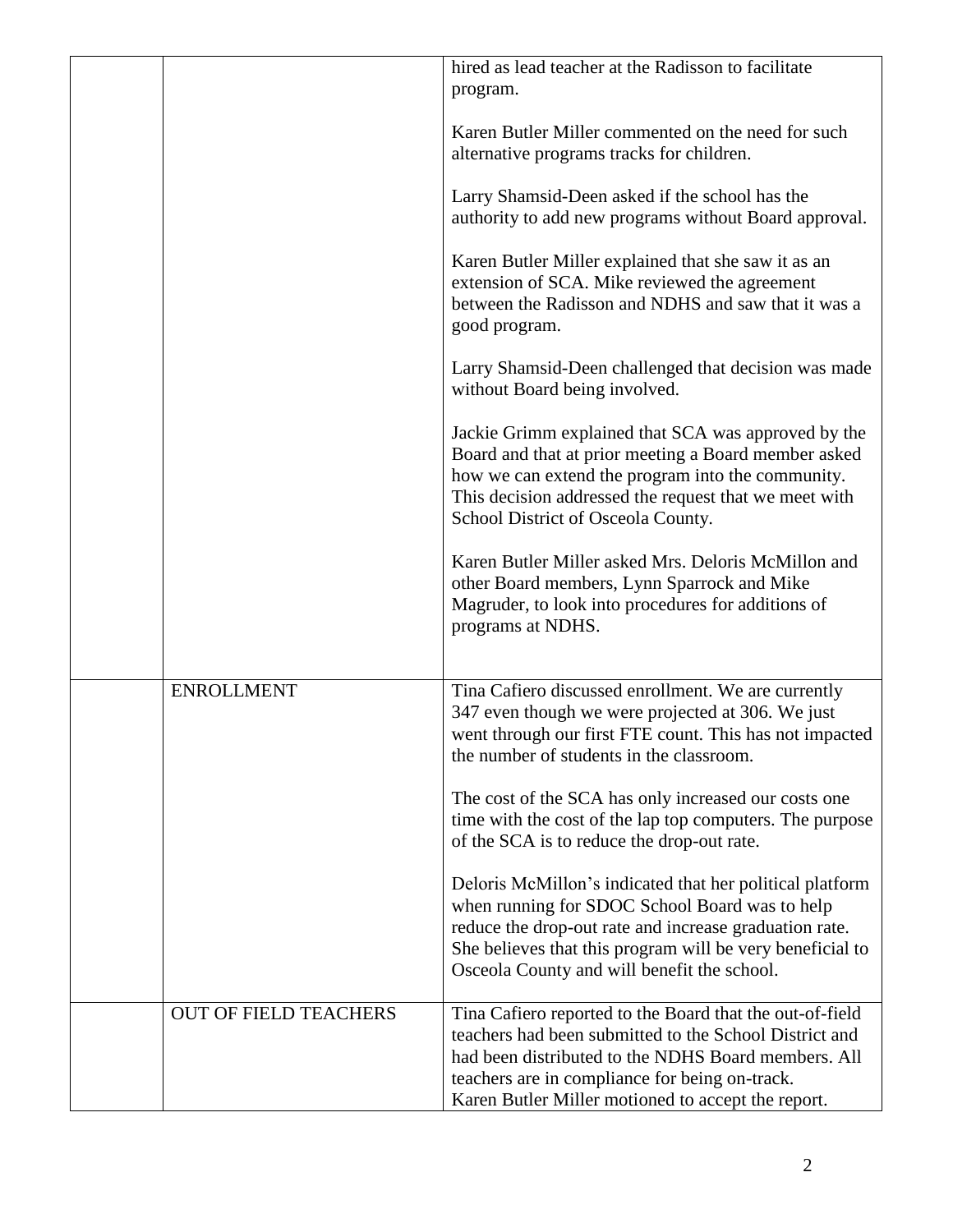| | | |
|---|---|---|
| | | hired as lead teacher at the Radisson to facilitate program.<br><br>Karen Butler Miller commented on the need for such alternative programs tracks for children.<br><br>Larry Shamsid-Deen asked if the school has the authority to add new programs without Board approval.<br><br>Karen Butler Miller explained that she saw it as an extension of SCA. Mike reviewed the agreement between the Radisson and NDHS and saw that it was a good program.<br><br>Larry Shamsid-Deen challenged that decision was made without Board being involved.<br><br>Jackie Grimm explained that SCA was approved by the Board and that at prior meeting a Board member asked how we can extend the program into the community. This decision addressed the request that we meet with School District of Osceola County.<br><br>Karen Butler Miller asked Mrs. Deloris McMillon and other Board members, Lynn Sparrock and Mike Magruder, to look into procedures for additions of programs at NDHS. |
| | ENROLLMENT | Tina Cafiero discussed enrollment. We are currently 347 even though we were projected at 306. We just went through our first FTE count. This has not impacted the number of students in the classroom.<br><br>The cost of the SCA has only increased our costs one time with the cost of the lap top computers. The purpose of the SCA is to reduce the drop-out rate.<br><br>Deloris McMillon's indicated that her political platform when running for SDOC School Board was to help reduce the drop-out rate and increase graduation rate. She believes that this program will be very beneficial to Osceola County and will benefit the school. |
| | OUT OF FIELD TEACHERS | Tina Cafiero reported to the Board that the out-of-field teachers had been submitted to the School District and had been distributed to the NDHS Board members. All teachers are in compliance for being on-track.<br>Karen Butler Miller motioned to accept the report. |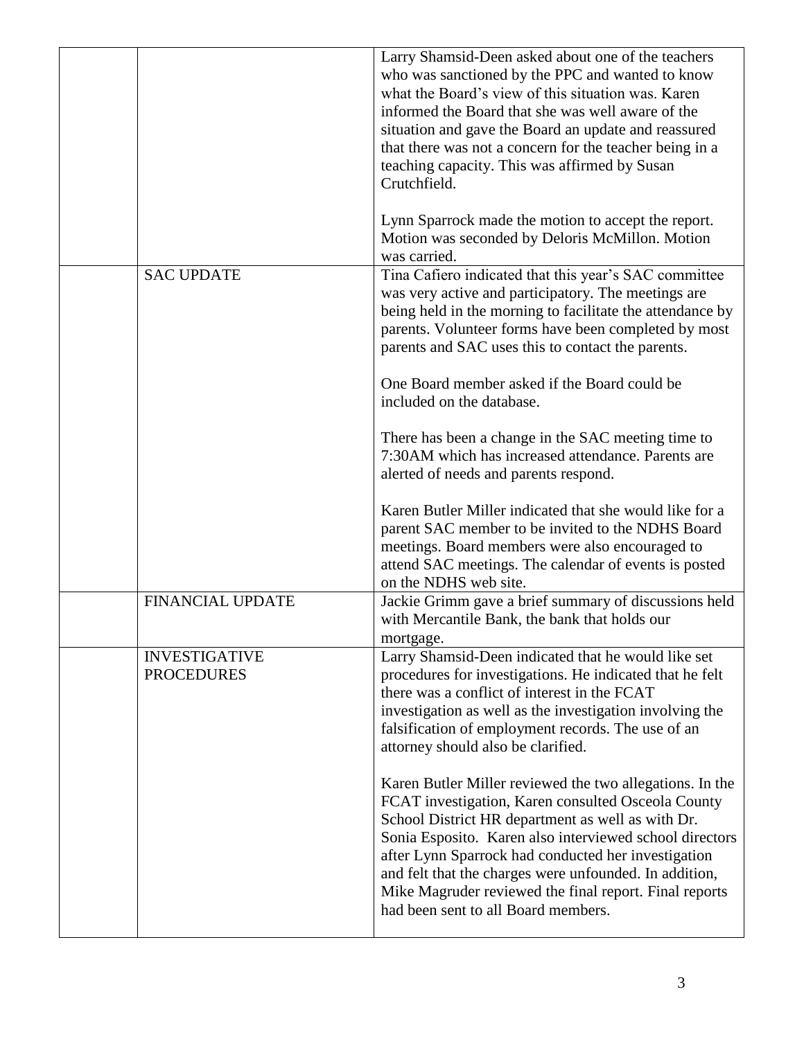| | | |
|---|---|---|
| | | Larry Shamsid-Deen asked about one of the teachers who was sanctioned by the PPC and wanted to know what the Board's view of this situation was. Karen informed the Board that she was well aware of the situation and gave the Board an update and reassured that there was not a concern for the teacher being in a teaching capacity. This was affirmed by Susan Crutchfield.<br><br>Lynn Sparrock made the motion to accept the report. Motion was seconded by Deloris McMillon. Motion was carried. |
| | SAC UPDATE | Tina Cafiero indicated that this year's SAC committee was very active and participatory. The meetings are being held in the morning to facilitate the attendance by parents. Volunteer forms have been completed by most parents and SAC uses this to contact the parents.<br><br>One Board member asked if the Board could be included on the database.<br><br>There has been a change in the SAC meeting time to 7:30AM which has increased attendance. Parents are alerted of needs and parents respond.<br><br>Karen Butler Miller indicated that she would like for a parent SAC member to be invited to the NDHS Board meetings. Board members were also encouraged to attend SAC meetings. The calendar of events is posted on the NDHS web site. |
| | FINANCIAL UPDATE | Jackie Grimm gave a brief summary of discussions held with Mercantile Bank, the bank that holds our mortgage. |
| | INVESTIGATIVE PROCEDURES | Larry Shamsid-Deen indicated that he would like set procedures for investigations. He indicated that he felt there was a conflict of interest in the FCAT investigation as well as the investigation involving the falsification of employment records. The use of an attorney should also be clarified.<br><br>Karen Butler Miller reviewed the two allegations. In the FCAT investigation, Karen consulted Osceola County School District HR department as well as with Dr. Sonia Esposito. Karen also interviewed school directors after Lynn Sparrock had conducted her investigation and felt that the charges were unfounded. In addition, Mike Magruder reviewed the final report. Final reports had been sent to all Board members. |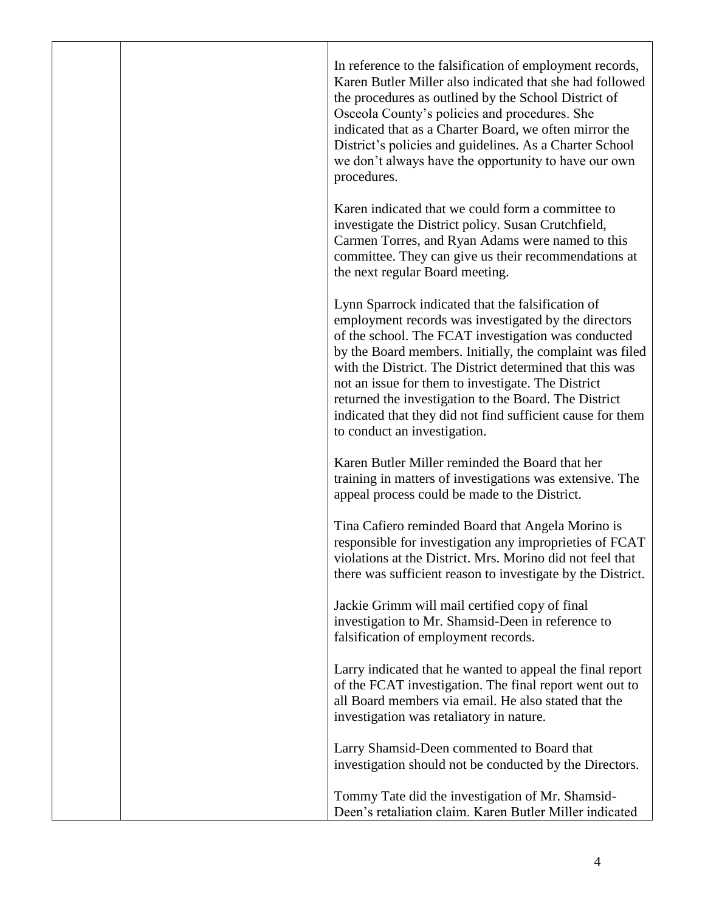| | | |
|---|---|---|
| | | In reference to the falsification of employment records, Karen Butler Miller also indicated that she had followed the procedures as outlined by the School District of Osceola County's policies and procedures. She indicated that as a Charter Board, we often mirror the District's policies and guidelines. As a Charter School we don't always have the opportunity to have our own procedures.<br><br>Karen indicated that we could form a committee to investigate the District policy. Susan Crutchfield, Carmen Torres, and Ryan Adams were named to this committee. They can give us their recommendations at the next regular Board meeting.<br><br>Lynn Sparrock indicated that the falsification of employment records was investigated by the directors of the school. The FCAT investigation was conducted by the Board members. Initially, the complaint was filed with the District. The District determined that this was not an issue for them to investigate. The District returned the investigation to the Board. The District indicated that they did not find sufficient cause for them to conduct an investigation.<br><br>Karen Butler Miller reminded the Board that her training in matters of investigations was extensive. The appeal process could be made to the District.<br><br>Tina Cafiero reminded Board that Angela Morino is responsible for investigation any improprieties of FCAT violations at the District. Mrs. Morino did not feel that there was sufficient reason to investigate by the District.<br><br>Jackie Grimm will mail certified copy of final investigation to Mr. Shamsid-Deen in reference to falsification of employment records.<br><br>Larry indicated that he wanted to appeal the final report of the FCAT investigation. The final report went out to all Board members via email. He also stated that the investigation was retaliatory in nature.<br><br>Larry Shamsid-Deen commented to Board that investigation should not be conducted by the Directors.<br><br>Tommy Tate did the investigation of Mr. Shamsid-Deen's retaliation claim. Karen Butler Miller indicated |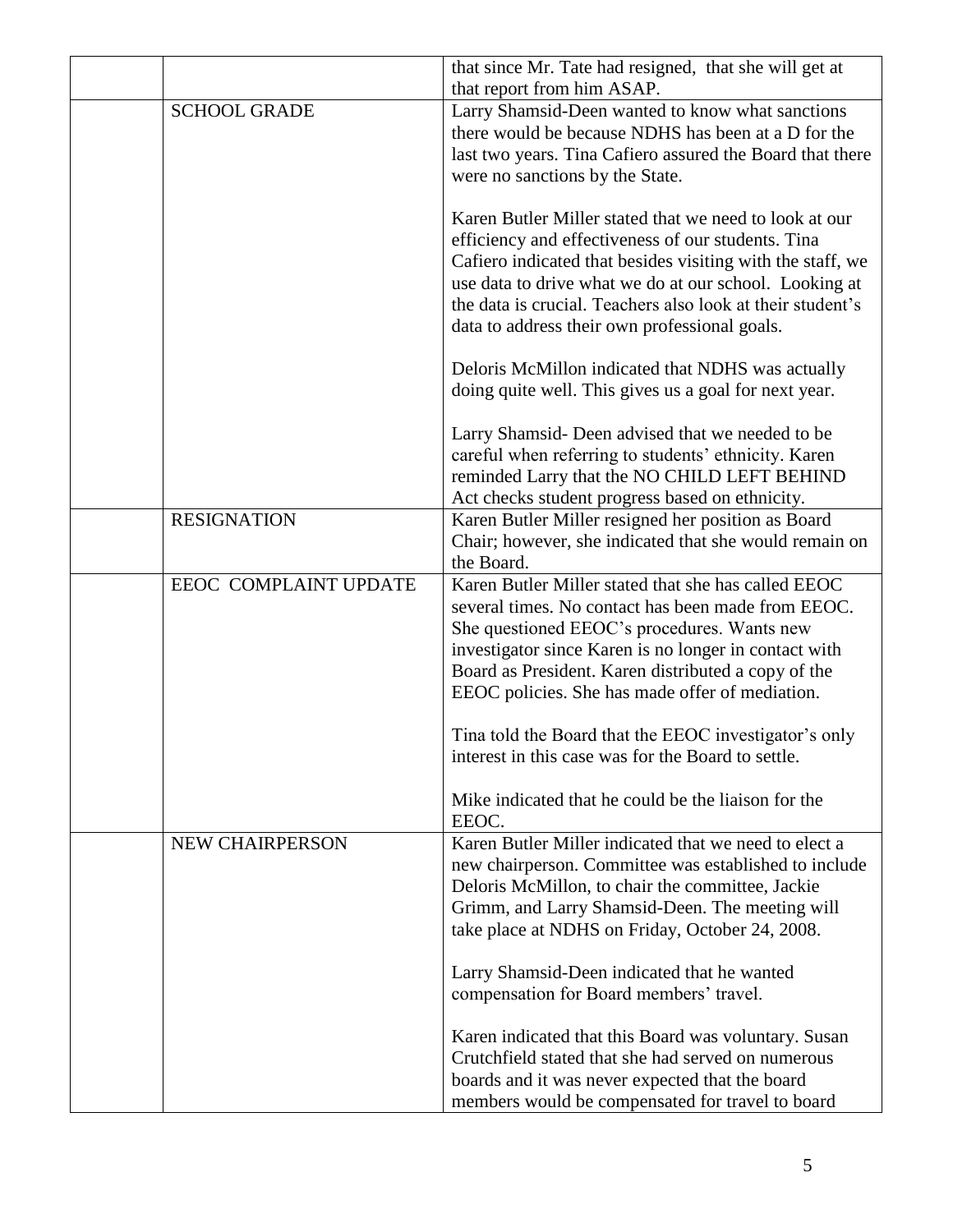| | | |
|---|---|---|
| | | that since Mr. Tate had resigned, that she will get at that report from him ASAP. |
| | SCHOOL GRADE | Larry Shamsid-Deen wanted to know what sanctions there would be because NDHS has been at a D for the last two years. Tina Cafiero assured the Board that there were no sanctions by the State.<br><br>Karen Butler Miller stated that we need to look at our efficiency and effectiveness of our students. Tina Cafiero indicated that besides visiting with the staff, we use data to drive what we do at our school. Looking at the data is crucial. Teachers also look at their student's data to address their own professional goals.<br><br>Deloris McMillon indicated that NDHS was actually doing quite well. This gives us a goal for next year.<br><br>Larry Shamsid- Deen advised that we needed to be careful when referring to students' ethnicity. Karen reminded Larry that the NO CHILD LEFT BEHIND Act checks student progress based on ethnicity. |
| | RESIGNATION | Karen Butler Miller resigned her position as Board Chair; however, she indicated that she would remain on the Board. |
| | EEOC COMPLAINT UPDATE | Karen Butler Miller stated that she has called EEOC several times. No contact has been made from EEOC. She questioned EEOC's procedures. Wants new investigator since Karen is no longer in contact with Board as President. Karen distributed a copy of the EEOC policies. She has made offer of mediation.<br><br>Tina told the Board that the EEOC investigator's only interest in this case was for the Board to settle.<br><br>Mike indicated that he could be the liaison for the EEOC. |
| | NEW CHAIRPERSON | Karen Butler Miller indicated that we need to elect a new chairperson. Committee was established to include Deloris McMillon, to chair the committee, Jackie Grimm, and Larry Shamsid-Deen. The meeting will take place at NDHS on Friday, October 24, 2008.<br><br>Larry Shamsid-Deen indicated that he wanted compensation for Board members' travel.<br><br>Karen indicated that this Board was voluntary. Susan Crutchfield stated that she had served on numerous boards and it was never expected that the board members would be compensated for travel to board |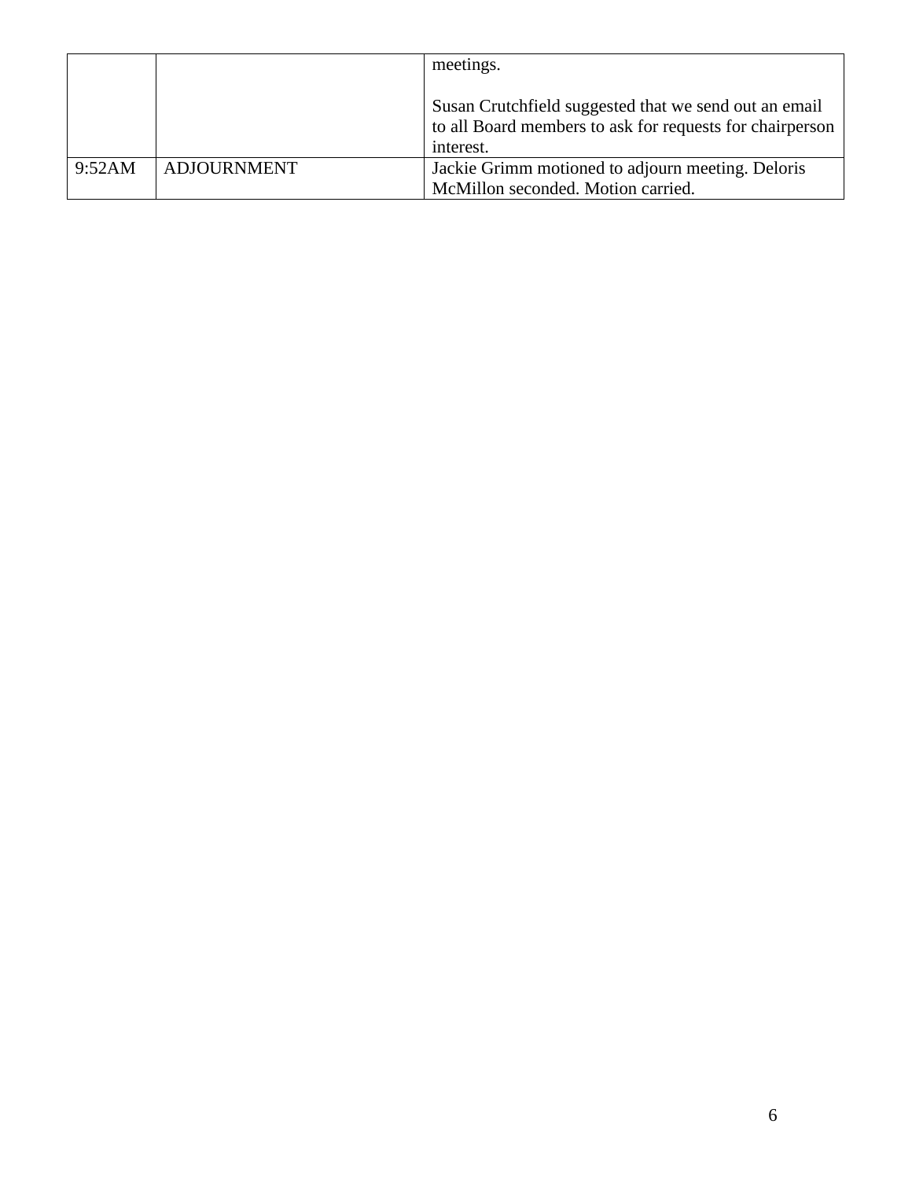| | | |
|---|---|---|
| | | meetings.<br><br>Susan Crutchfield suggested that we send out an email to all Board members to ask for requests for chairperson interest. |
| 9:52AM | ADJOURNMENT | Jackie Grimm motioned to adjourn meeting. Deloris McMillon seconded. Motion carried. |